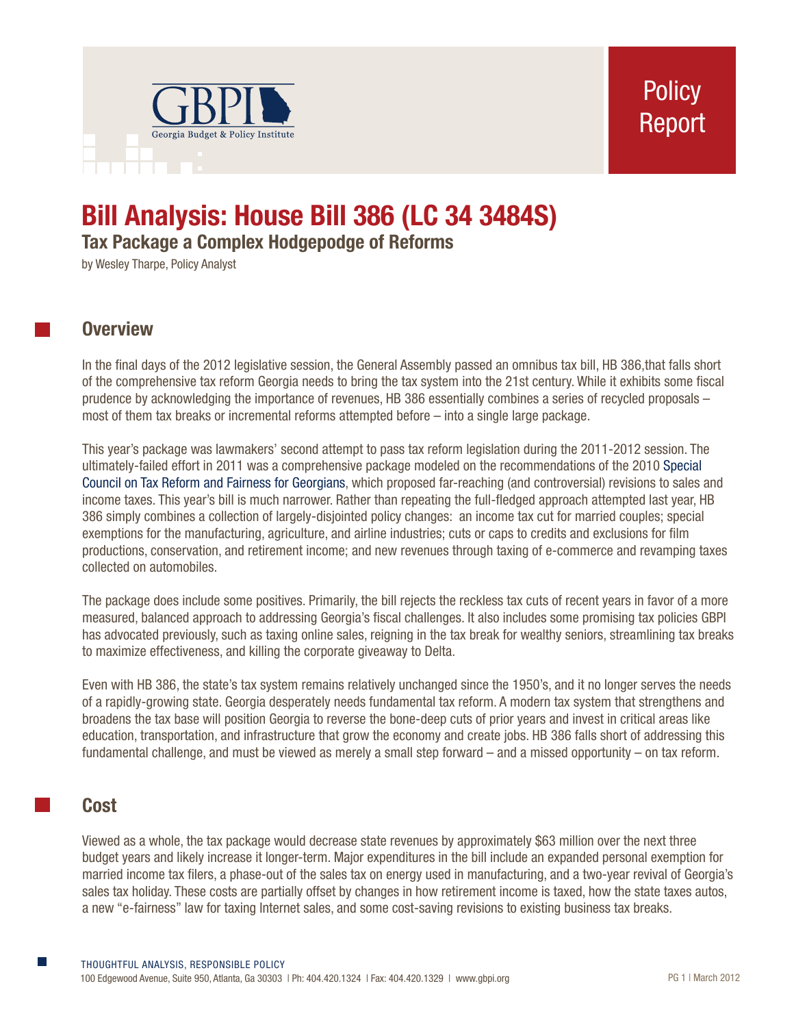# Bill Analysis: House Bill 386 (LC 34 3484S)

## Tax Package a Complex Hodgepodge of Reforms

by Wesley Tharpe, Policy Analyst

## Overview

In the final days of the 2012 legislative session, the General Assembly passed an omnibus tax bill, HB 386,that falls short of the comprehensive tax reform Georgia needs to bring the tax system into the 21st century. While it exhibits some fiscal prudence by acknowledging the importance of revenues, HB 386 essentially combines a series of recycled proposals – most of them tax breaks or incremental reforms attempted before – into a single large package.

This year's package was lawmakers' second attempt to pass tax reform legislation during the 2011-2012 session. The ultimately-failed effort in 2011 was a comprehensive package modeled on the recommendations of the 2010 Special Council on Tax Reform and Fairness for Georgians, which proposed far-reaching (and controversial) revisions to sales and income taxes. This year's bill is much narrower. Rather than repeating the full-fledged approach attempted last year, HB 386 simply combines a collection of largely-disjointed policy changes: an income tax cut for married couples; special exemptions for the manufacturing, agriculture, and airline industries; cuts or caps to credits and exclusions for film productions, conservation, and retirement income; and new revenues through taxing of e-commerce and revamping taxes collected on automobiles.

The package does include some positives. Primarily, the bill rejects the reckless tax cuts of recent years in favor of a more measured, balanced approach to addressing Georgia's fiscal challenges. It also includes some promising tax policies GBPI has advocated previously, such as taxing online sales, reigning in the tax break for wealthy seniors, streamlining tax breaks to maximize effectiveness, and killing the corporate giveaway to Delta.

Even with HB 386, the state's tax system remains relatively unchanged since the 1950's, and it no longer serves the needs of a rapidly-growing state. Georgia desperately needs fundamental tax reform. A modern tax system that strengthens and broadens the tax base will position Georgia to reverse the bone-deep cuts of prior years and invest in critical areas like education, transportation, and infrastructure that grow the economy and create jobs. HB 386 falls short of addressing this fundamental challenge, and must be viewed as merely a small step forward – and a missed opportunity – on tax reform.

## Cost

Viewed as a whole, the tax package would decrease state revenues by approximately $63 million over the next three budget years and likely increase it longer-term. Major expenditures in the bill include an expanded personal exemption for married income tax filers, a phase-out of the sales tax on energy used in manufacturing, and a two-year revival of Georgia's sales tax holiday. These costs are partially offset by changes in how retirement income is taxed, how the state taxes autos, a new "e-fairness" law for taxing Internet sales, and some cost-saving revisions to existing business tax breaks.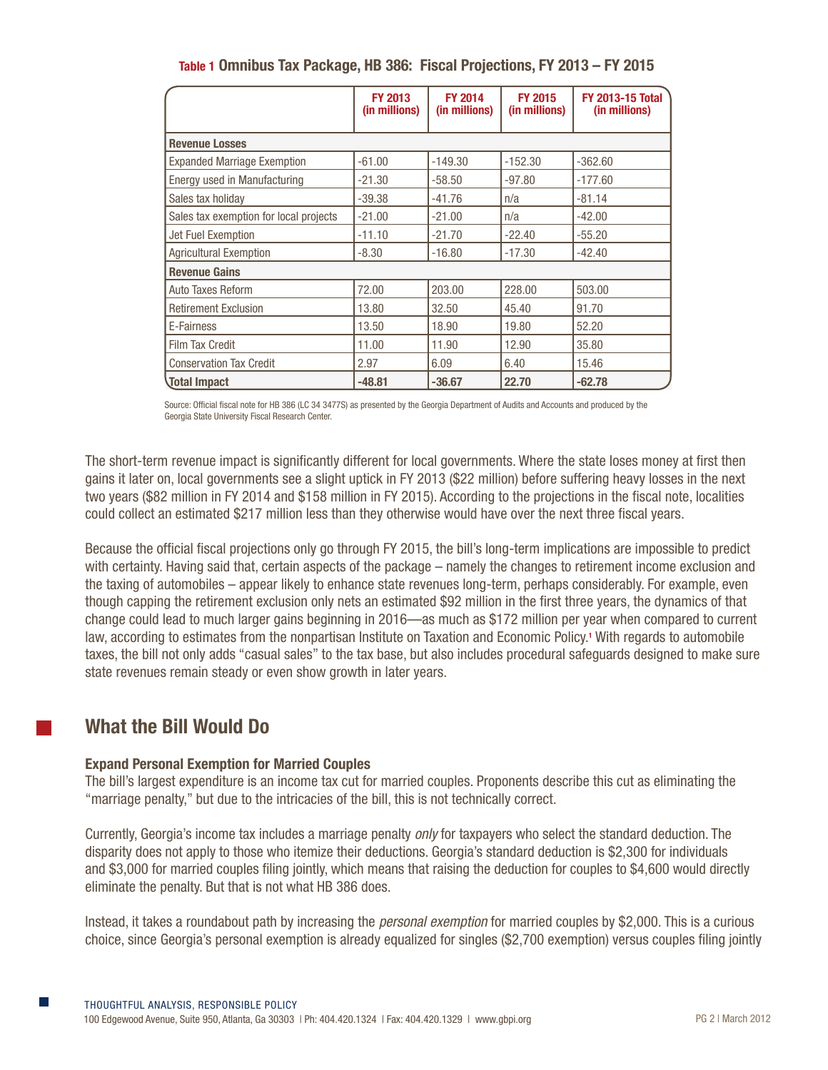**Table 1 Omnibus Tax Package, HB 386: Fiscal Projections, FY 2013 – FY 2015**

| | FY 2013 (in millions) | FY 2014 (in millions) | FY 2015 (in millions) | FY 2013-15 Total (in millions) |
|---|---|---|---|---|
| **Revenue Losses** | | | | |
| Expanded Marriage Exemption | -61.00 | -149.30 | -152.30 | -362.60 |
| Energy used in Manufacturing | -21.30 | -58.50 | -97.80 | -177.60 |
| Sales tax holiday | -39.38 | -41.76 | n/a | -81.14 |
| Sales tax exemption for local projects | -21.00 | -21.00 | n/a | -42.00 |
| Jet Fuel Exemption | -11.10 | -21.70 | -22.40 | -55.20 |
| Agricultural Exemption | -8.30 | -16.80 | -17.30 | -42.40 |
| **Revenue Gains** | | | | |
| Auto Taxes Reform | 72.00 | 203.00 | 228.00 | 503.00 |
| Retirement Exclusion | 13.80 | 32.50 | 45.40 | 91.70 |
| E-Fairness | 13.50 | 18.90 | 19.80 | 52.20 |
| Film Tax Credit | 11.00 | 11.90 | 12.90 | 35.80 |
| Conservation Tax Credit | 2.97 | 6.09 | 6.40 | 15.46 |
| **Total Impact** | **-48.81** | **-36.67** | **22.70** | **-62.78** |

Source: Official fiscal note for HB 386 (LC 34 3477S) as presented by the Georgia Department of Audits and Accounts and produced by the Georgia State University Fiscal Research Center.

The short-term revenue impact is significantly different for local governments. Where the state loses money at first then gains it later on, local governments see a slight uptick in FY 2013 ($22 million) before suffering heavy losses in the next two years ($82 million in FY 2014 and $158 million in FY 2015). According to the projections in the fiscal note, localities could collect an estimated $217 million less than they otherwise would have over the next three fiscal years.

Because the official fiscal projections only go through FY 2015, the bill's long-term implications are impossible to predict with certainty. Having said that, certain aspects of the package – namely the changes to retirement income exclusion and the taxing of automobiles – appear likely to enhance state revenues long-term, perhaps considerably. For example, even though capping the retirement exclusion only nets an estimated $92 million in the first three years, the dynamics of that change could lead to much larger gains beginning in 2016—as much as $172 million per year when compared to current law, according to estimates from the nonpartisan Institute on Taxation and Economic Policy.[1] With regards to automobile taxes, the bill not only adds "casual sales" to the tax base, but also includes procedural safeguards designed to make sure state revenues remain steady or even show growth in later years.

## What the Bill Would Do

### Expand Personal Exemption for Married Couples

The bill's largest expenditure is an income tax cut for married couples. Proponents describe this cut as eliminating the "marriage penalty," but due to the intricacies of the bill, this is not technically correct.

Currently, Georgia's income tax includes a marriage penalty *only* for taxpayers who select the standard deduction. The disparity does not apply to those who itemize their deductions. Georgia's standard deduction is $2,300 for individuals and $3,000 for married couples filing jointly, which means that raising the deduction for couples to $4,600 would directly eliminate the penalty. But that is not what HB 386 does.

Instead, it takes a roundabout path by increasing the *personal exemption* for married couples by $2,000. This is a curious choice, since Georgia's personal exemption is already equalized for singles ($2,700 exemption) versus couples filing jointly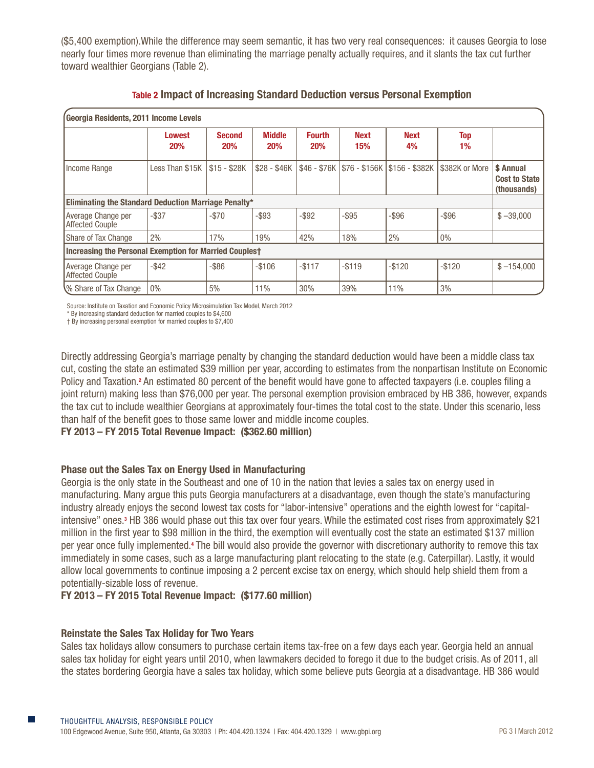($5,400 exemption).While the difference may seem semantic, it has two very real consequences: it causes Georgia to lose nearly four times more revenue than eliminating the marriage penalty actually requires, and it slants the tax cut further toward wealthier Georgians (Table 2).

**Table 2 Impact of Increasing Standard Deduction versus Personal Exemption**

| Georgia Residents, 2011 Income Levels | | | | | | | | |
|---|---|---|---|---|---|---|---|---|
| | **Lowest 20%** | **Second 20%** | **Middle 20%** | **Fourth 20%** | **Next 15%** | **Next 4%** | **Top 1%** | |
| Income Range | Less Than $15K | $15 - $28K | $28 - $46K | $46 - $76K | $76 - $156K | $156 - $382K | $382K or More | **$ Annual Cost to State (thousands)** |
| **Eliminating the Standard Deduction Marriage Penalty*** | | | | | | | | |
| Average Change per Affected Couple | -$37 | -$70 | -$93 | -$92 | -$95 | -$96 | -$96 | $ –39,000 |
| Share of Tax Change | 2% | 17% | 19% | 42% | 18% | 2% | 0% | |
| **Increasing the Personal Exemption for Married Couples†** | | | | | | | | |
| Average Change per Affected Couple | -$42 | -$86 | -$106 | -$117 | -$119 | -$120 | -$120 | $ –154,000 |
| % Share of Tax Change | 0% | 5% | 11% | 30% | 39% | 11% | 3% | |

Source: Institute on Taxation and Economic Policy Microsimulation Tax Model, March 2012
* By increasing standard deduction for married couples to $4,600
† By increasing personal exemption for married couples to $7,400

Directly addressing Georgia's marriage penalty by changing the standard deduction would have been a middle class tax cut, costing the state an estimated $39 million per year, according to estimates from the nonpartisan Institute on Economic Policy and Taxation.[2] An estimated 80 percent of the benefit would have gone to affected taxpayers (i.e. couples filing a joint return) making less than $76,000 per year. The personal exemption provision embraced by HB 386, however, expands the tax cut to include wealthier Georgians at approximately four-times the total cost to the state. Under this scenario, less than half of the benefit goes to those same lower and middle income couples.

**FY 2013 – FY 2015 Total Revenue Impact: ($362.60 million)**

### Phase out the Sales Tax on Energy Used in Manufacturing

Georgia is the only state in the Southeast and one of 10 in the nation that levies a sales tax on energy used in manufacturing. Many argue this puts Georgia manufacturers at a disadvantage, even though the state's manufacturing industry already enjoys the second lowest tax costs for "labor-intensive" operations and the eighth lowest for "capital-intensive" ones.[3] HB 386 would phase out this tax over four years. While the estimated cost rises from approximately $21 million in the first year to $98 million in the third, the exemption will eventually cost the state an estimated $137 million per year once fully implemented.[4] The bill would also provide the governor with discretionary authority to remove this tax immediately in some cases, such as a large manufacturing plant relocating to the state (e.g. Caterpillar). Lastly, it would allow local governments to continue imposing a 2 percent excise tax on energy, which should help shield them from a potentially-sizable loss of revenue.

**FY 2013 – FY 2015 Total Revenue Impact: ($177.60 million)**

### Reinstate the Sales Tax Holiday for Two Years

Sales tax holidays allow consumers to purchase certain items tax-free on a few days each year. Georgia held an annual sales tax holiday for eight years until 2010, when lawmakers decided to forego it due to the budget crisis. As of 2011, all the states bordering Georgia have a sales tax holiday, which some believe puts Georgia at a disadvantage. HB 386 would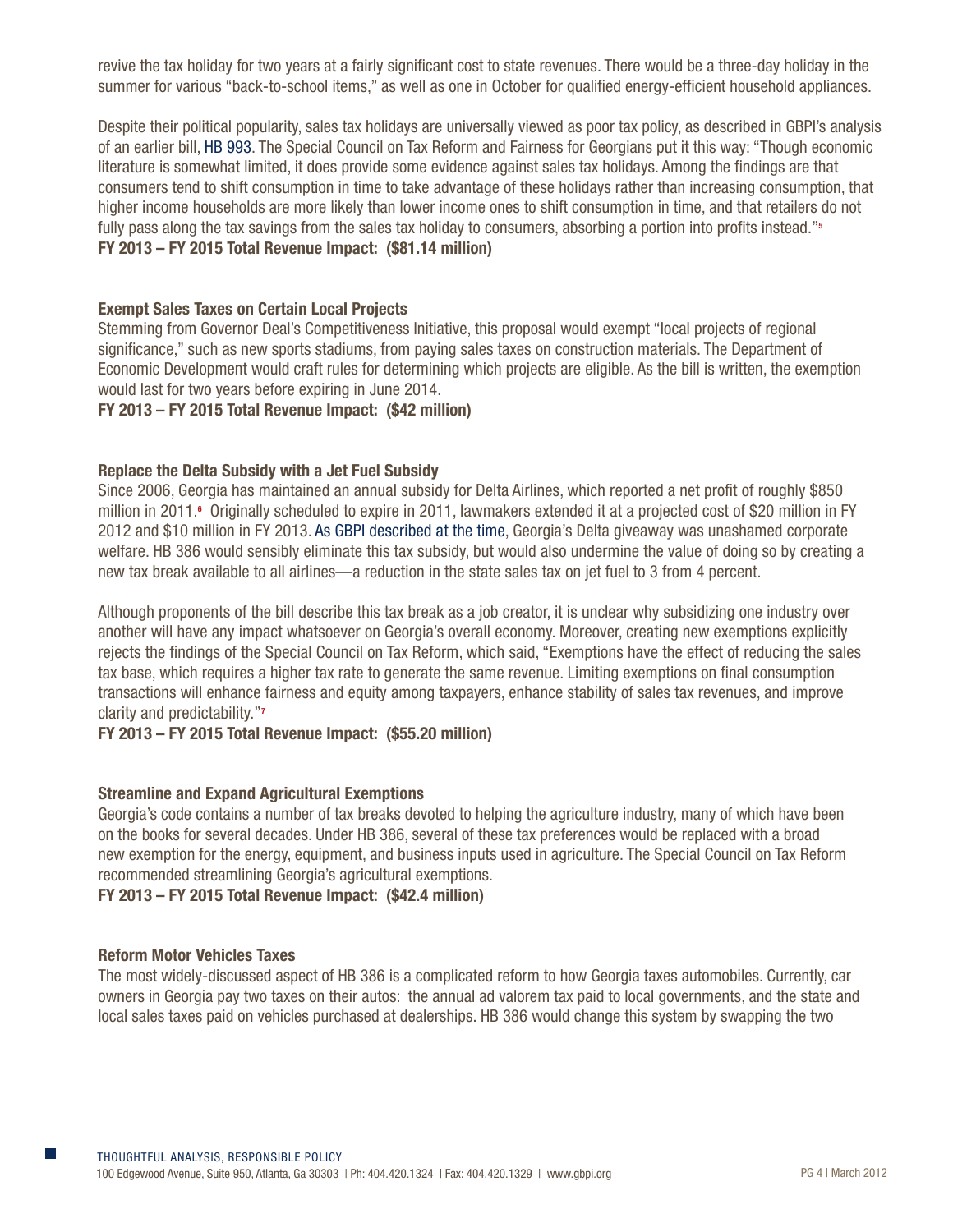revive the tax holiday for two years at a fairly significant cost to state revenues. There would be a three-day holiday in the summer for various "back-to-school items," as well as one in October for qualified energy-efficient household appliances.

Despite their political popularity, sales tax holidays are universally viewed as poor tax policy, as described in GBPI's analysis of an earlier bill, HB 993. The Special Council on Tax Reform and Fairness for Georgians put it this way: "Though economic literature is somewhat limited, it does provide some evidence against sales tax holidays. Among the findings are that consumers tend to shift consumption in time to take advantage of these holidays rather than increasing consumption, that higher income households are more likely than lower income ones to shift consumption in time, and that retailers do not fully pass along the tax savings from the sales tax holiday to consumers, absorbing a portion into profits instead."[5]

**FY 2013 – FY 2015 Total Revenue Impact: ($81.14 million)**

### Exempt Sales Taxes on Certain Local Projects

Stemming from Governor Deal's Competitiveness Initiative, this proposal would exempt "local projects of regional significance," such as new sports stadiums, from paying sales taxes on construction materials. The Department of Economic Development would craft rules for determining which projects are eligible. As the bill is written, the exemption would last for two years before expiring in June 2014.

**FY 2013 – FY 2015 Total Revenue Impact: ($42 million)**

### Replace the Delta Subsidy with a Jet Fuel Subsidy

Since 2006, Georgia has maintained an annual subsidy for Delta Airlines, which reported a net profit of roughly $850 million in 2011.[6] Originally scheduled to expire in 2011, lawmakers extended it at a projected cost of $20 million in FY 2012 and $10 million in FY 2013. As GBPI described at the time, Georgia's Delta giveaway was unashamed corporate welfare. HB 386 would sensibly eliminate this tax subsidy, but would also undermine the value of doing so by creating a new tax break available to all airlines—a reduction in the state sales tax on jet fuel to 3 from 4 percent.

Although proponents of the bill describe this tax break as a job creator, it is unclear why subsidizing one industry over another will have any impact whatsoever on Georgia's overall economy. Moreover, creating new exemptions explicitly rejects the findings of the Special Council on Tax Reform, which said, "Exemptions have the effect of reducing the sales tax base, which requires a higher tax rate to generate the same revenue. Limiting exemptions on final consumption transactions will enhance fairness and equity among taxpayers, enhance stability of sales tax revenues, and improve clarity and predictability."[7]

**FY 2013 – FY 2015 Total Revenue Impact: ($55.20 million)**

### Streamline and Expand Agricultural Exemptions

Georgia's code contains a number of tax breaks devoted to helping the agriculture industry, many of which have been on the books for several decades. Under HB 386, several of these tax preferences would be replaced with a broad new exemption for the energy, equipment, and business inputs used in agriculture. The Special Council on Tax Reform recommended streamlining Georgia's agricultural exemptions.

**FY 2013 – FY 2015 Total Revenue Impact: ($42.4 million)**

### Reform Motor Vehicles Taxes

The most widely-discussed aspect of HB 386 is a complicated reform to how Georgia taxes automobiles. Currently, car owners in Georgia pay two taxes on their autos: the annual ad valorem tax paid to local governments, and the state and local sales taxes paid on vehicles purchased at dealerships. HB 386 would change this system by swapping the two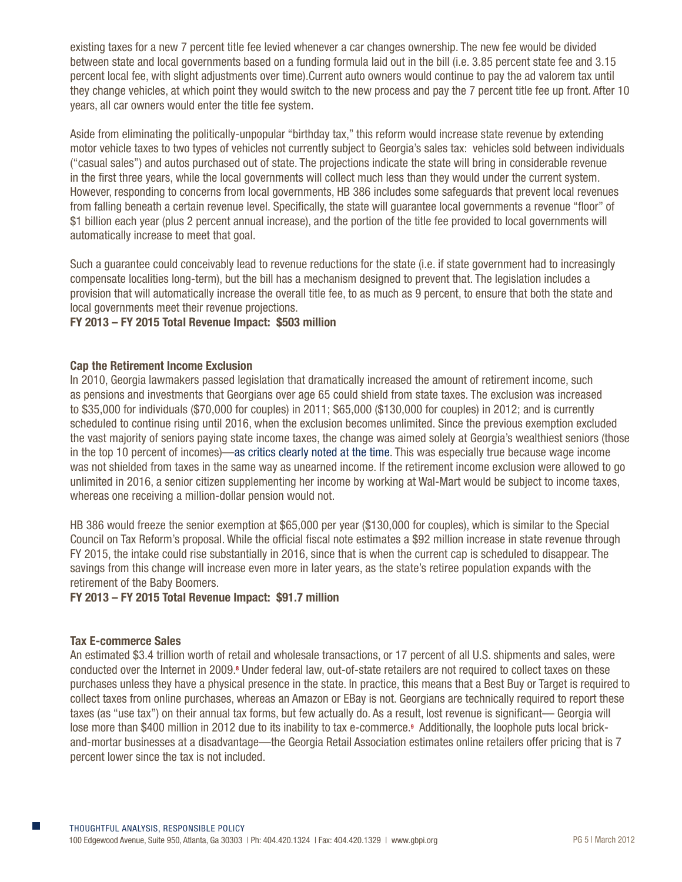existing taxes for a new 7 percent title fee levied whenever a car changes ownership. The new fee would be divided between state and local governments based on a funding formula laid out in the bill (i.e. 3.85 percent state fee and 3.15 percent local fee, with slight adjustments over time).Current auto owners would continue to pay the ad valorem tax until they change vehicles, at which point they would switch to the new process and pay the 7 percent title fee up front. After 10 years, all car owners would enter the title fee system.

Aside from eliminating the politically-unpopular "birthday tax," this reform would increase state revenue by extending motor vehicle taxes to two types of vehicles not currently subject to Georgia's sales tax: vehicles sold between individuals ("casual sales") and autos purchased out of state. The projections indicate the state will bring in considerable revenue in the first three years, while the local governments will collect much less than they would under the current system. However, responding to concerns from local governments, HB 386 includes some safeguards that prevent local revenues from falling beneath a certain revenue level. Specifically, the state will guarantee local governments a revenue "floor" of $1 billion each year (plus 2 percent annual increase), and the portion of the title fee provided to local governments will automatically increase to meet that goal.

Such a guarantee could conceivably lead to revenue reductions for the state (i.e. if state government had to increasingly compensate localities long-term), but the bill has a mechanism designed to prevent that. The legislation includes a provision that will automatically increase the overall title fee, to as much as 9 percent, to ensure that both the state and local governments meet their revenue projections.

**FY 2013 – FY 2015 Total Revenue Impact: $503 million**

### Cap the Retirement Income Exclusion

In 2010, Georgia lawmakers passed legislation that dramatically increased the amount of retirement income, such as pensions and investments that Georgians over age 65 could shield from state taxes. The exclusion was increased to $35,000 for individuals ($70,000 for couples) in 2011; $65,000 ($130,000 for couples) in 2012; and is currently scheduled to continue rising until 2016, when the exclusion becomes unlimited. Since the previous exemption excluded the vast majority of seniors paying state income taxes, the change was aimed solely at Georgia's wealthiest seniors (those in the top 10 percent of incomes)—as critics clearly noted at the time. This was especially true because wage income was not shielded from taxes in the same way as unearned income. If the retirement income exclusion were allowed to go unlimited in 2016, a senior citizen supplementing her income by working at Wal-Mart would be subject to income taxes, whereas one receiving a million-dollar pension would not.

HB 386 would freeze the senior exemption at $65,000 per year ($130,000 for couples), which is similar to the Special Council on Tax Reform's proposal. While the official fiscal note estimates a $92 million increase in state revenue through FY 2015, the intake could rise substantially in 2016, since that is when the current cap is scheduled to disappear. The savings from this change will increase even more in later years, as the state's retiree population expands with the retirement of the Baby Boomers.

**FY 2013 – FY 2015 Total Revenue Impact: $91.7 million**

### Tax E-commerce Sales

An estimated $3.4 trillion worth of retail and wholesale transactions, or 17 percent of all U.S. shipments and sales, were conducted over the Internet in 2009.[8] Under federal law, out-of-state retailers are not required to collect taxes on these purchases unless they have a physical presence in the state. In practice, this means that a Best Buy or Target is required to collect taxes from online purchases, whereas an Amazon or EBay is not. Georgians are technically required to report these taxes (as "use tax") on their annual tax forms, but few actually do. As a result, lost revenue is significant— Georgia will lose more than $400 million in 2012 due to its inability to tax e-commerce.[9] Additionally, the loophole puts local brick-and-mortar businesses at a disadvantage—the Georgia Retail Association estimates online retailers offer pricing that is 7 percent lower since the tax is not included.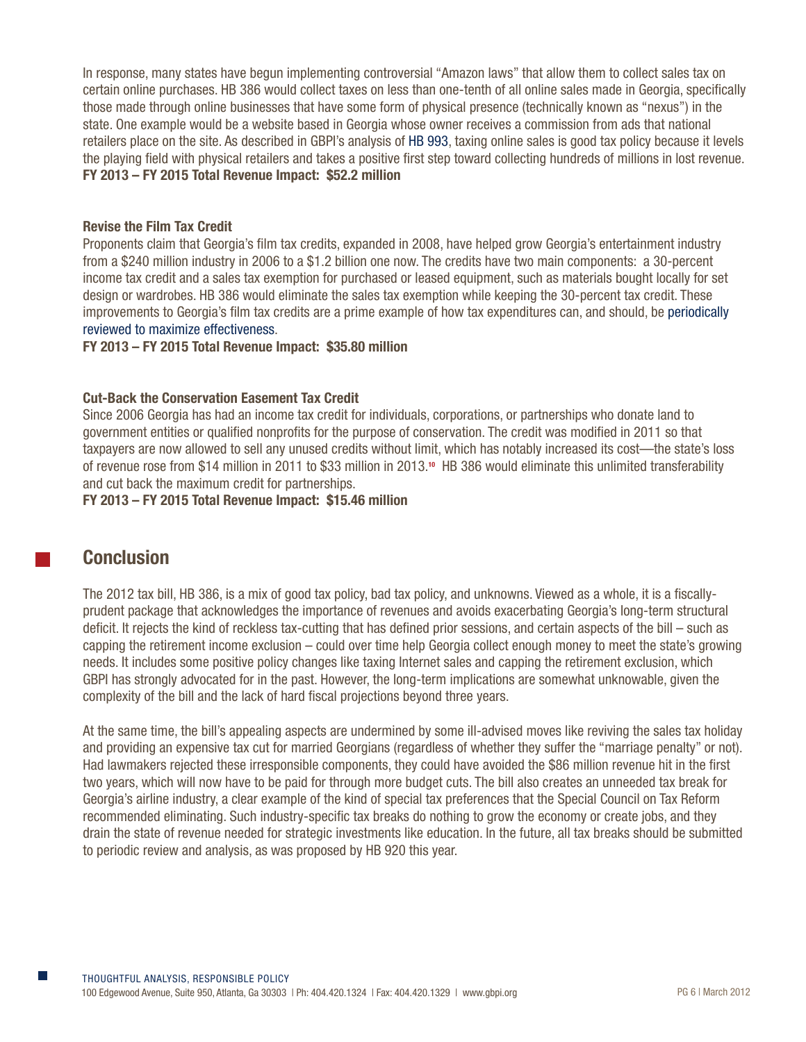In response, many states have begun implementing controversial "Amazon laws" that allow them to collect sales tax on certain online purchases. HB 386 would collect taxes on less than one-tenth of all online sales made in Georgia, specifically those made through online businesses that have some form of physical presence (technically known as "nexus") in the state. One example would be a website based in Georgia whose owner receives a commission from ads that national retailers place on the site. As described in GBPI's analysis of HB 993, taxing online sales is good tax policy because it levels the playing field with physical retailers and takes a positive first step toward collecting hundreds of millions in lost revenue.
**FY 2013 – FY 2015 Total Revenue Impact: $52.2 million**

### Revise the Film Tax Credit

Proponents claim that Georgia's film tax credits, expanded in 2008, have helped grow Georgia's entertainment industry from a $240 million industry in 2006 to a $1.2 billion one now. The credits have two main components: a 30-percent income tax credit and a sales tax exemption for purchased or leased equipment, such as materials bought locally for set design or wardrobes. HB 386 would eliminate the sales tax exemption while keeping the 30-percent tax credit. These improvements to Georgia's film tax credits are a prime example of how tax expenditures can, and should, be periodically reviewed to maximize effectiveness.
**FY 2013 – FY 2015 Total Revenue Impact: $35.80 million**

### Cut-Back the Conservation Easement Tax Credit

Since 2006 Georgia has had an income tax credit for individuals, corporations, or partnerships who donate land to government entities or qualified nonprofits for the purpose of conservation. The credit was modified in 2011 so that taxpayers are now allowed to sell any unused credits without limit, which has notably increased its cost—the state's loss of revenue rose from $14 million in 2011 to $33 million in 2013.[10] HB 386 would eliminate this unlimited transferability and cut back the maximum credit for partnerships.
**FY 2013 – FY 2015 Total Revenue Impact: $15.46 million**

## Conclusion

The 2012 tax bill, HB 386, is a mix of good tax policy, bad tax policy, and unknowns. Viewed as a whole, it is a fiscally-prudent package that acknowledges the importance of revenues and avoids exacerbating Georgia's long-term structural deficit. It rejects the kind of reckless tax-cutting that has defined prior sessions, and certain aspects of the bill – such as capping the retirement income exclusion – could over time help Georgia collect enough money to meet the state's growing needs. It includes some positive policy changes like taxing Internet sales and capping the retirement exclusion, which GBPI has strongly advocated for in the past. However, the long-term implications are somewhat unknowable, given the complexity of the bill and the lack of hard fiscal projections beyond three years.

At the same time, the bill's appealing aspects are undermined by some ill-advised moves like reviving the sales tax holiday and providing an expensive tax cut for married Georgians (regardless of whether they suffer the "marriage penalty" or not). Had lawmakers rejected these irresponsible components, they could have avoided the $86 million revenue hit in the first two years, which will now have to be paid for through more budget cuts. The bill also creates an unneeded tax break for Georgia's airline industry, a clear example of the kind of special tax preferences that the Special Council on Tax Reform recommended eliminating. Such industry-specific tax breaks do nothing to grow the economy or create jobs, and they drain the state of revenue needed for strategic investments like education. In the future, all tax breaks should be submitted to periodic review and analysis, as was proposed by HB 920 this year.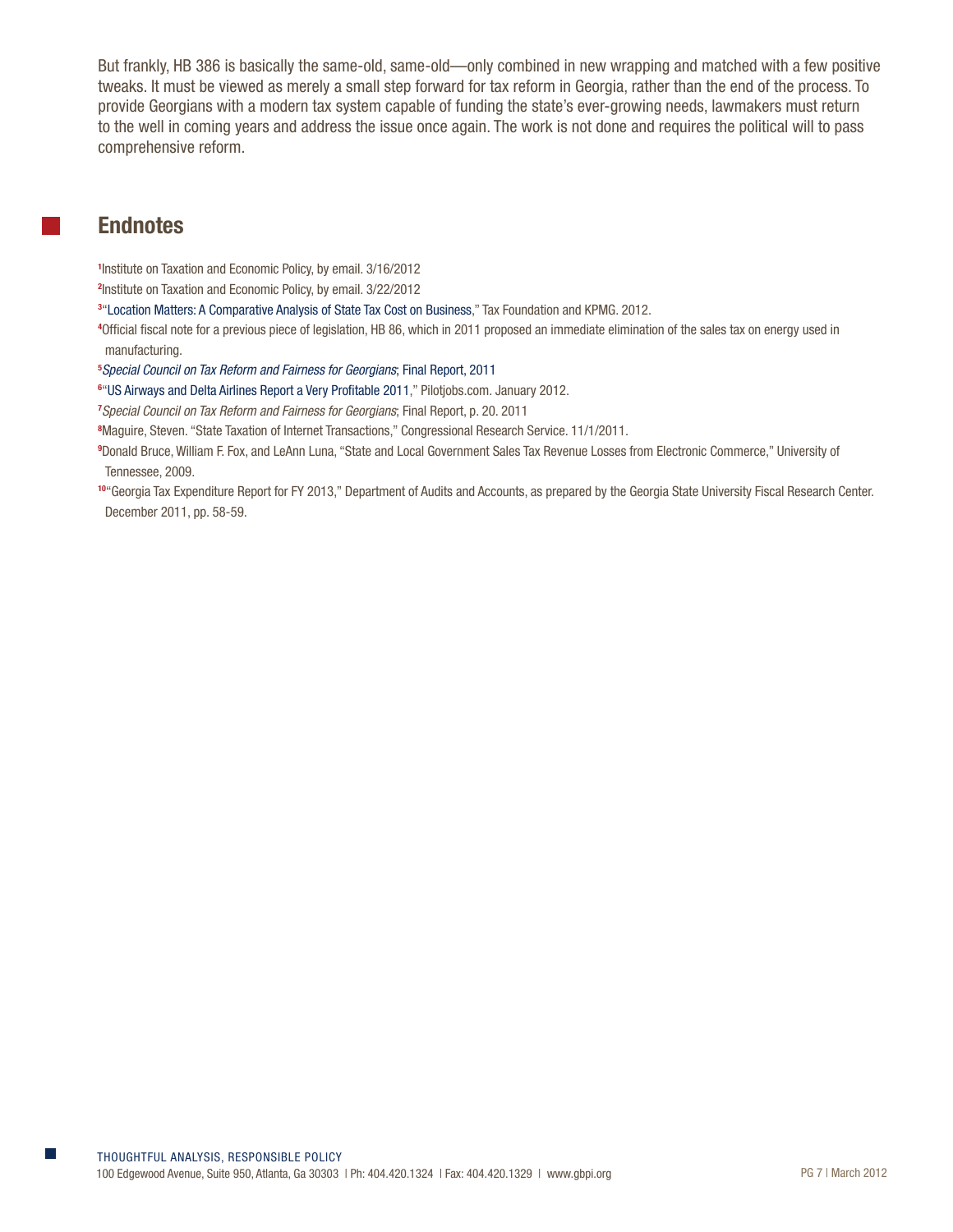But frankly, HB 386 is basically the same-old, same-old—only combined in new wrapping and matched with a few positive tweaks. It must be viewed as merely a small step forward for tax reform in Georgia, rather than the end of the process. To provide Georgians with a modern tax system capable of funding the state's ever-growing needs, lawmakers must return to the well in coming years and address the issue once again. The work is not done and requires the political will to pass comprehensive reform.

## Endnotes

[1] Institute on Taxation and Economic Policy, by email. 3/16/2012

[2] Institute on Taxation and Economic Policy, by email. 3/22/2012

[3] "Location Matters: A Comparative Analysis of State Tax Cost on Business," Tax Foundation and KPMG. 2012.

[4] Official fiscal note for a previous piece of legislation, HB 86, which in 2011 proposed an immediate elimination of the sales tax on energy used in manufacturing.

[5] *Special Council on Tax Reform and Fairness for Georgians*; Final Report, 2011

[6] "US Airways and Delta Airlines Report a Very Profitable 2011," Pilotjobs.com. January 2012.

[7] *Special Council on Tax Reform and Fairness for Georgians*; Final Report, p. 20. 2011

[8] Maguire, Steven. "State Taxation of Internet Transactions," Congressional Research Service. 11/1/2011.

[9] Donald Bruce, William F. Fox, and LeAnn Luna, "State and Local Government Sales Tax Revenue Losses from Electronic Commerce," University of Tennessee, 2009.

[10] "Georgia Tax Expenditure Report for FY 2013," Department of Audits and Accounts, as prepared by the Georgia State University Fiscal Research Center. December 2011, pp. 58-59.

THOUGHTFUL ANALYSIS, RESPONSIBLE POLICY
100 Edgewood Avenue, Suite 950, Atlanta, Ga 30303 | Ph: 404.420.1324 | Fax: 404.420.1329 | www.gbpi.org